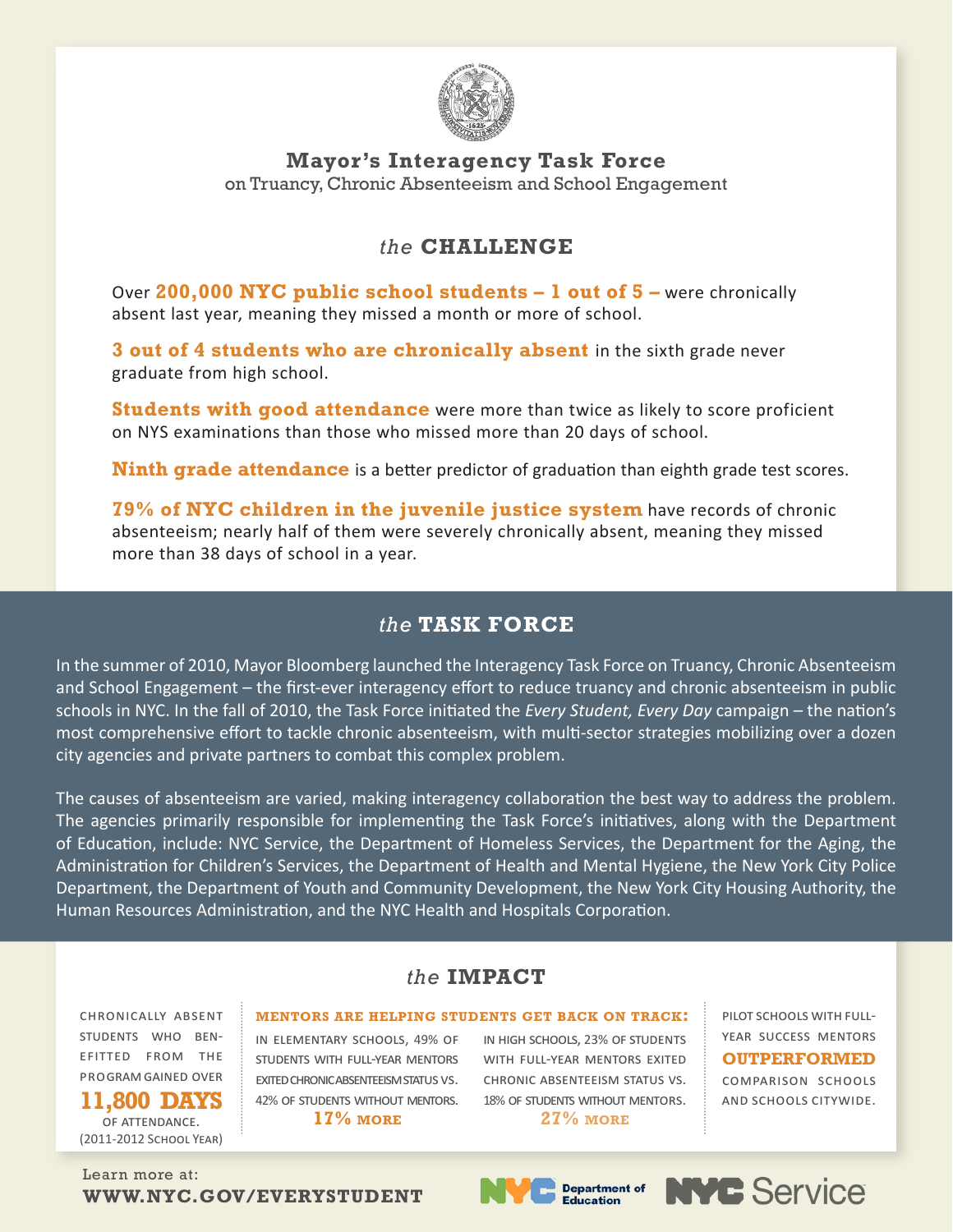# Mayor's Interagency Task Force

on Truancy, Chronic Absenteeism and School Engagement

## *the* CHALLENGE

Over **200,000 NYC public school students – 1 out of 5 –** were chronically absent last year, meaning they missed a month or more of school.

**3 out of 4 students who are chronically absent** in the sixth grade never graduate from high school.

**Students with good attendance** were more than twice as likely to score proficient on NYS examinations than those who missed more than 20 days of school.

**Ninth grade attendance** is a better predictor of graduation than eighth grade test scores.

**79% of NYC children in the juvenile justice system** have records of chronic absenteeism; nearly half of them were severely chronically absent, meaning they missed more than 38 days of school in a year.

## *the* TASK FORCE

In the summer of 2010, Mayor Bloomberg launched the Interagency Task Force on Truancy, Chronic Absenteeism and School Engagement – the first-ever interagency effort to reduce truancy and chronic absenteeism in public schools in NYC. In the fall of 2010, the Task Force initiated the *Every Student, Every Day* campaign – the nation's most comprehensive effort to tackle chronic absenteeism, with multi-sector strategies mobilizing over a dozen city agencies and private partners to combat this complex problem.

The causes of absenteeism are varied, making interagency collaboration the best way to address the problem. The agencies primarily responsible for implementing the Task Force's initiatives, along with the Department of Education, include: NYC Service, the Department of Homeless Services, the Department for the Aging, the Administration for Children's Services, the Department of Health and Mental Hygiene, the New York City Police Department, the Department of Youth and Community Development, the New York City Housing Authority, the Human Resources Administration, and the NYC Health and Hospitals Corporation.

## *the* IMPACT

Chronically absent students who benefitted from the program gained over **11,800 DAYS** of attendance. (2011-2012 School Year)

**MENTORS ARE HELPING STUDENTS GET BACK ON TRACK:**

In elementary schools, 49% of students with full-year mentors exited chronic absenteeism status vs. 42% of students without mentors. **17% MORE**

In high schools, 23% of students with full-year mentors exited chronic absenteeism status vs. 18% of students without mentors. **27% MORE**

Pilot schools with full-year Success Mentors **OUTPERFORMED** comparison schools and schools citywide.

Learn more at:
**WWW.NYC.GOV/EVERYSTUDENT**

NYC Department of Education    NYC Service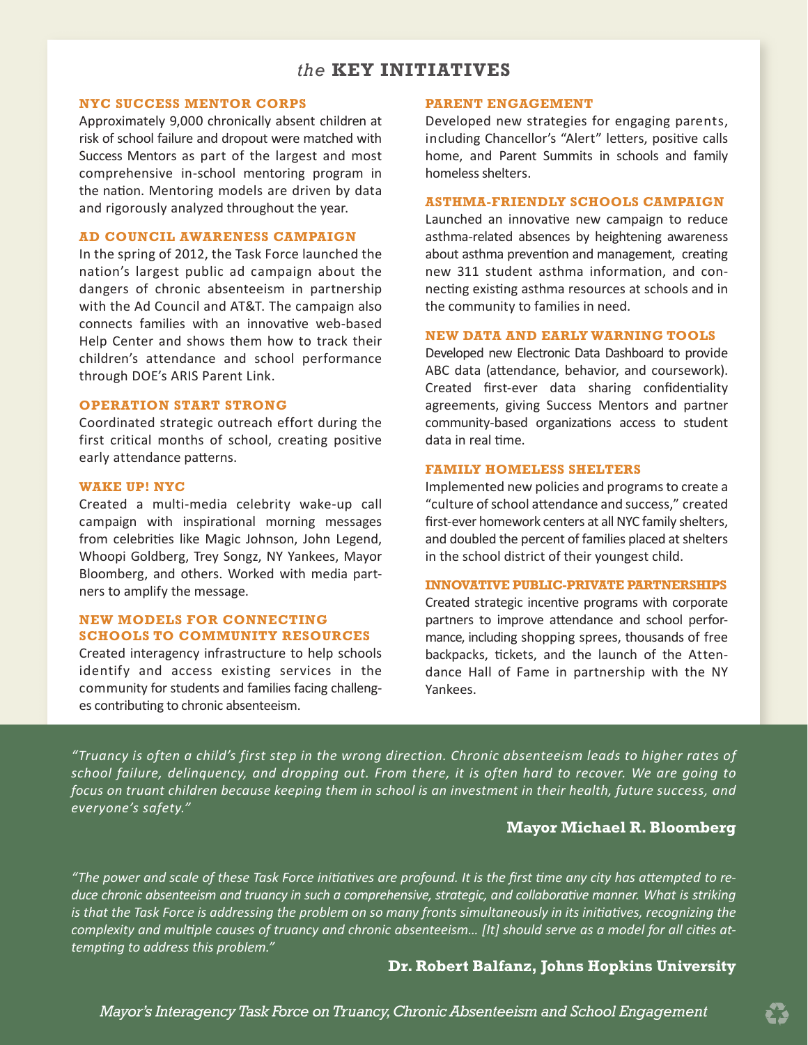# *the* KEY INITIATIVES

### NYC SUCCESS MENTOR CORPS

Approximately 9,000 chronically absent children at risk of school failure and dropout were matched with Success Mentors as part of the largest and most comprehensive in-school mentoring program in the nation. Mentoring models are driven by data and rigorously analyzed throughout the year.

### AD COUNCIL AWARENESS CAMPAIGN

In the spring of 2012, the Task Force launched the nation's largest public ad campaign about the dangers of chronic absenteeism in partnership with the Ad Council and AT&T. The campaign also connects families with an innovative web-based Help Center and shows them how to track their children's attendance and school performance through DOE's ARIS Parent Link.

### OPERATION START STRONG

Coordinated strategic outreach effort during the first critical months of school, creating positive early attendance patterns.

### WAKE UP! NYC

Created a multi-media celebrity wake-up call campaign with inspirational morning messages from celebrities like Magic Johnson, John Legend, Whoopi Goldberg, Trey Songz, NY Yankees, Mayor Bloomberg, and others. Worked with media partners to amplify the message.

### NEW MODELS FOR CONNECTING SCHOOLS TO COMMUNITY RESOURCES

Created interagency infrastructure to help schools identify and access existing services in the community for students and families facing challenges contributing to chronic absenteeism.

### PARENT ENGAGEMENT

Developed new strategies for engaging parents, including Chancellor's "Alert" letters, positive calls home, and Parent Summits in schools and family homeless shelters.

### ASTHMA-FRIENDLY SCHOOLS CAMPAIGN

Launched an innovative new campaign to reduce asthma-related absences by heightening awareness about asthma prevention and management, creating new 311 student asthma information, and connecting existing asthma resources at schools and in the community to families in need.

### NEW DATA AND EARLY WARNING TOOLS

Developed new Electronic Data Dashboard to provide ABC data (attendance, behavior, and coursework). Created first-ever data sharing confidentiality agreements, giving Success Mentors and partner community-based organizations access to student data in real time.

### FAMILY HOMELESS SHELTERS

Implemented new policies and programs to create a "culture of school attendance and success," created first-ever homework centers at all NYC family shelters, and doubled the percent of families placed at shelters in the school district of their youngest child.

### INNOVATIVE PUBLIC-PRIVATE PARTNERSHIPS

Created strategic incentive programs with corporate partners to improve attendance and school performance, including shopping sprees, thousands of free backpacks, tickets, and the launch of the Attendance Hall of Fame in partnership with the NY Yankees.

*"Truancy is often a child's first step in the wrong direction. Chronic absenteeism leads to higher rates of school failure, delinquency, and dropping out. From there, it is often hard to recover. We are going to focus on truant children because keeping them in school is an investment in their health, future success, and everyone's safety."*

**Mayor Michael R. Bloomberg**

*"The power and scale of these Task Force initiatives are profound. It is the first time any city has attempted to reduce chronic absenteeism and truancy in such a comprehensive, strategic, and collaborative manner. What is striking is that the Task Force is addressing the problem on so many fronts simultaneously in its initiatives, recognizing the complexity and multiple causes of truancy and chronic absenteeism… [It] should serve as a model for all cities attempting to address this problem."*

**Dr. Robert Balfanz, Johns Hopkins University**

*Mayor's Interagency Task Force on Truancy, Chronic Absenteeism and School Engagement*